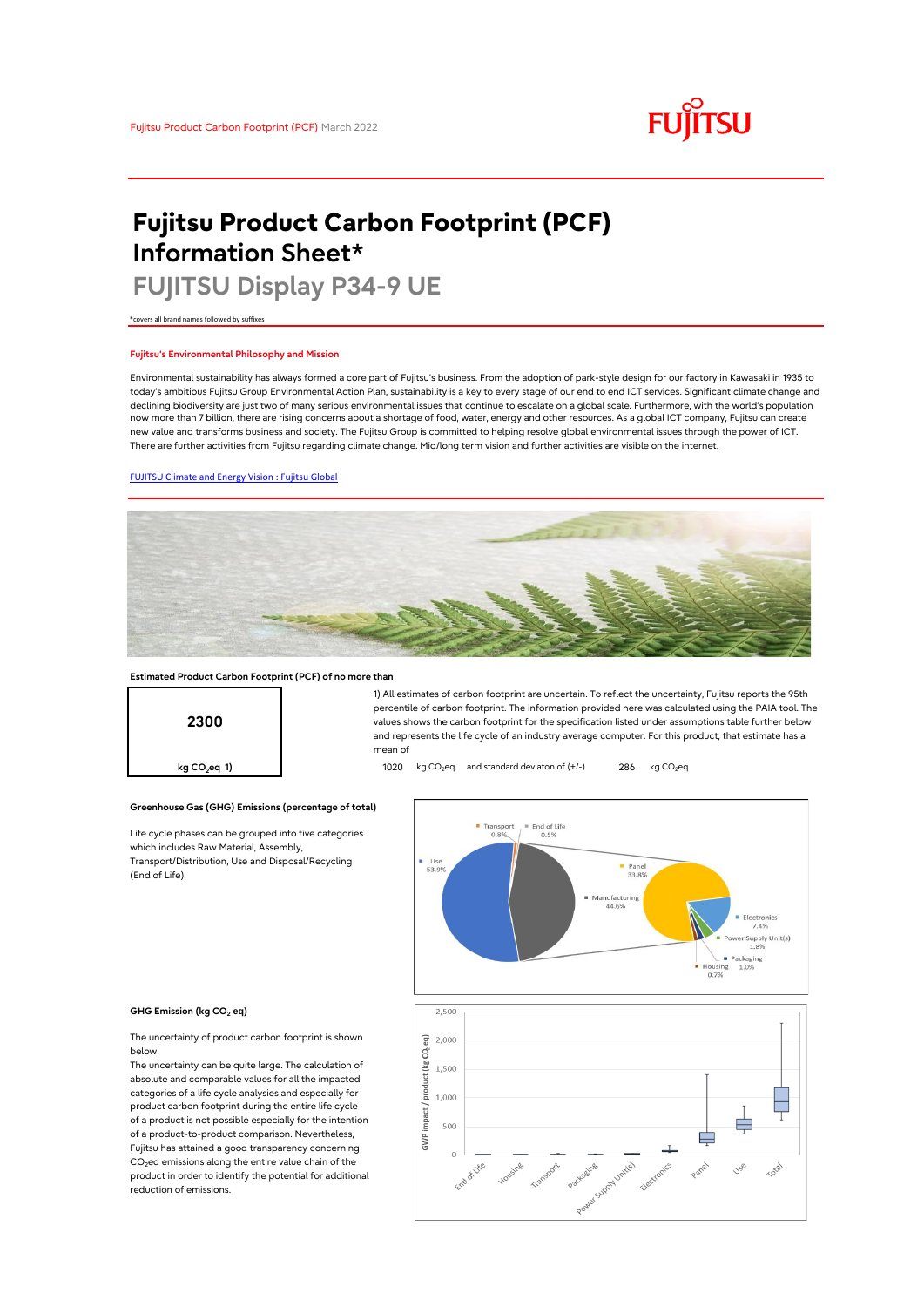Fujitsu Product Carbon Footprint (PCF) March 2022

# Fujitsu Product Carbon Footprint (PCF) Information Sheet*

## FUJITSU Display P34-9 UE

*covers all brand names followed by suffixes

### Fujitsu's Environmental Philosophy and Mission

Environmental sustainability has always formed a core part of Fujitsu's business. From the adoption of park-style design for our factory in Kawasaki in 1935 to today's ambitious Fujitsu Group Environmental Action Plan, sustainability is a key to every stage of our end to end ICT services. Significant climate change and declining biodiversity are just two of many serious environmental issues that continue to escalate on a global scale. Furthermore, with the world's population now more than 7 billion, there are rising concerns about a shortage of food, water, energy and other resources. As a global ICT company, Fujitsu can create new value and transforms business and society. The Fujitsu Group is committed to helping resolve global environmental issues through the power of ICT. There are further activities from Fujitsu regarding climate change. Mid/long term vision and further activities are visible on the internet.

[FUJITSU Climate and Energy Vision : Fujitsu Global](FUJITSU Climate and Energy Vision : Fujitsu Global)

### Estimated Product Carbon Footprint (PCF) of no more than

**2300**

**kg $CO_2$eq 1)**

1) All estimates of carbon footprint are uncertain. To reflect the uncertainty, Fujitsu reports the 95th percentile of carbon footprint. The information provided here was calculated using the PAIA tool. The values shows the carbon footprint for the specification listed under assumptions table further below and represents the life cycle of an industry average computer. For this product, that estimate has a mean of

1020 kg $CO_2$eq and standard deviaton of (+/-) 286 kg $CO_2$eq

### Greenhouse Gas (GHG) Emissions (percentage of total)

Life cycle phases can be grouped into five categories which includes Raw Material, Assembly, Transport/Distribution, Use and Disposal/Recycling (End of Life).

| Phase | Share |
| --- | --- |
| Use | 53.9% |
| Manufacturing | 44.6% |
| Transport | 0.8% |
| End of Life | 0.5% |

| Manufacturing breakdown | Share |
| --- | --- |
| Panel | 33.8% |
| Electronics | 7.4% |
| Power Supply Unit(s) | 1.8% |
| Packaging | 1.0% |
| Housing | 0.7% |

### GHG Emission (kg $CO_2$ eq)

The uncertainty of product carbon footprint is shown below.

The uncertainty can be quite large. The calculation of absolute and comparable values for all the impacted categories of a life cycle analysies and especially for product carbon footprint during the entire life cycle of a product is not possible especially for the intention of a product-to-product comparison. Nevertheless, Fujitsu has attained a good transparency concerning $CO_2$eq emissions along the entire value chain of the product in order to identify the potential for additional reduction of emissions.

GWP impact / product (kg $CO_2$ eq) — box plot categories: End of Life, Housing, Transport, Packaging, Power Supply Unit(s), Electronics, Panel, Use, Total (axis 0 – 2,500)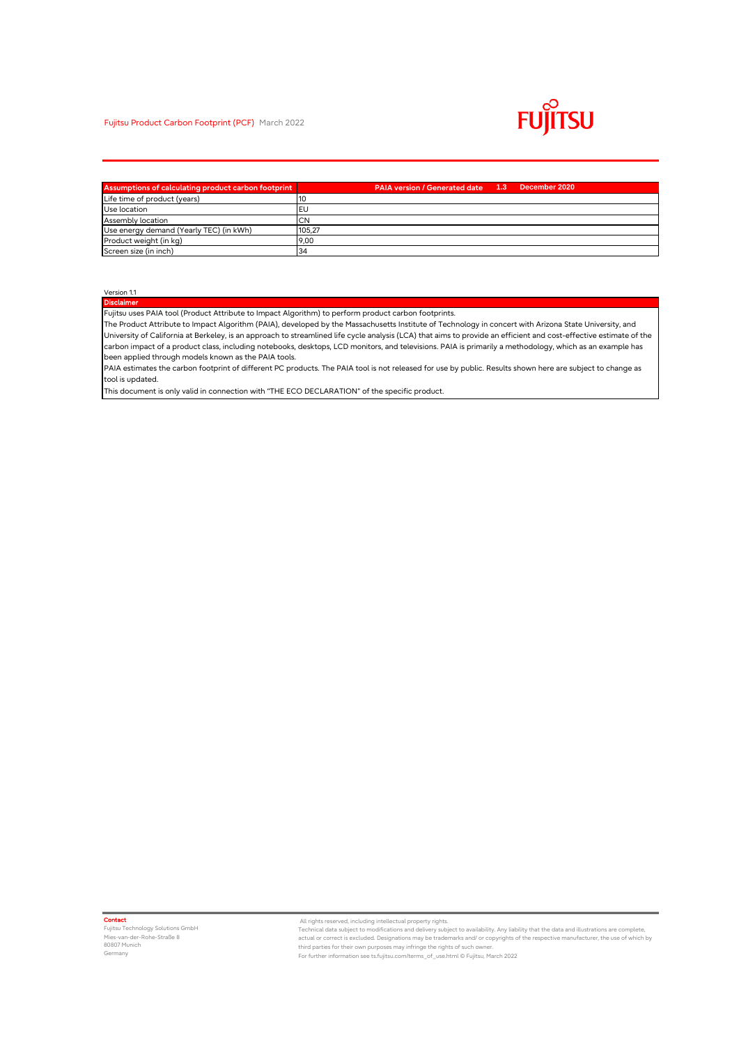Fujitsu Product Carbon Footprint (PCF) March 2022

| Assumptions of calculating product carbon footprint | PAIA version / Generated date 1.3 December 2020 |
| --- | --- |
| Life time of product (years) | 10 |
| Use location | EU |
| Assembly location | CN |
| Use energy demand (Yearly TEC) (in kWh) | 105,27 |
| Product weight (in kg) | 9,00 |
| Screen size (in inch) | 34 |

Version 1.1

**Disclaimer**

Fujitsu uses PAIA tool (Product Attribute to Impact Algorithm) to perform product carbon footprints.

The Product Attribute to Impact Algorithm (PAIA), developed by the Massachusetts Institute of Technology in concert with Arizona State University, and University of California at Berkeley, is an approach to streamlined life cycle analysis (LCA) that aims to provide an efficient and cost-effective estimate of the carbon impact of a product class, including notebooks, desktops, LCD monitors, and televisions. PAIA is primarily a methodology, which as an example has been applied through models known as the PAIA tools.

PAIA estimates the carbon footprint of different PC products. The PAIA tool is not released for use by public. Results shown here are subject to change as tool is updated.

This document is only valid in connection with "THE ECO DECLARATION" of the specific product.

**Contact**

Fujitsu Technology Solutions GmbH
Mies-van-der-Rohe-Straße 8
80807 Munich
Germany

All rights reserved, including intellectual property rights.
Technical data subject to modifications and delivery subject to availability. Any liability that the data and illustrations are complete, actual or correct is excluded. Designations may be trademarks and/ or copyrights of the respective manufacturer, the use of which by third parties for their own purposes may infringe the rights of such owner.
For further information see ts.fujitsu.com/terms_of_use.html © Fujitsu, March 2022